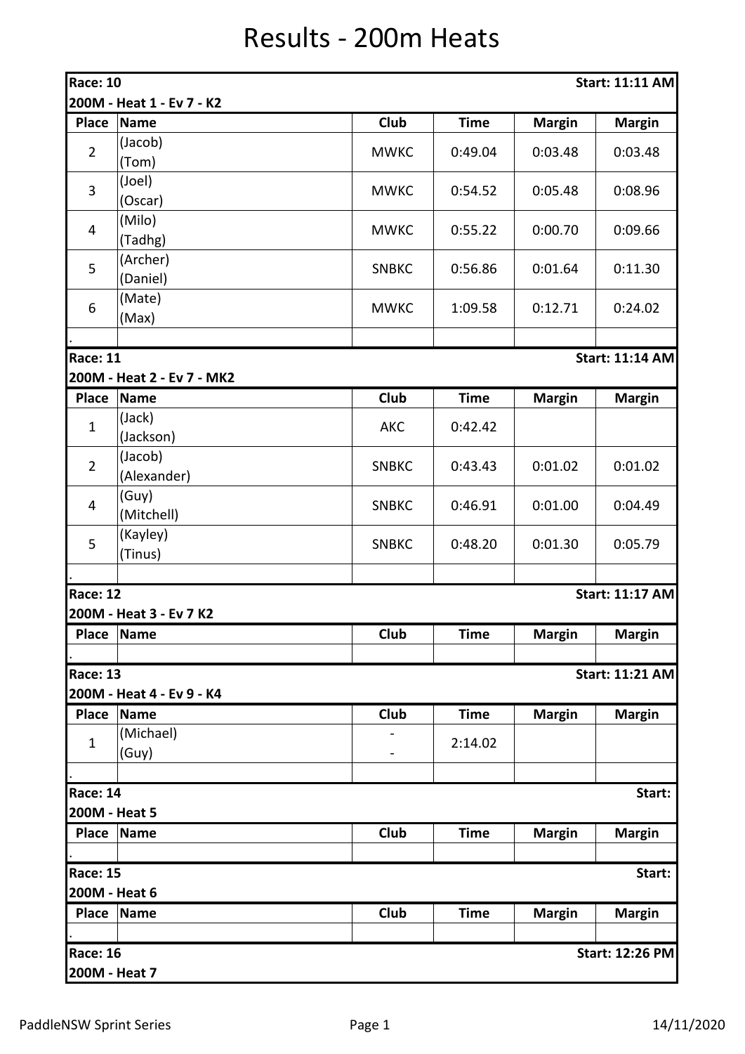# Results - 200m Heats

**Race: 10** — **Start: 11:11 AM**

**200M - Heat 1 - Ev 7 - K2**

| Place | Name | Club | Time | Margin | Margin |
|---|---|---|---|---|---|
| 2 | (Jacob)<br>(Tom) | MWKC | 0:49.04 | 0:03.48 | 0:03.48 |
| 3 | (Joel)<br>(Oscar) | MWKC | 0:54.52 | 0:05.48 | 0:08.96 |
| 4 | (Milo)<br>(Tadhg) | MWKC | 0:55.22 | 0:00.70 | 0:09.66 |
| 5 | (Archer)<br>(Daniel) | SNBKC | 0:56.86 | 0:01.64 | 0:11.30 |
| 6 | (Mate)<br>(Max) | MWKC | 1:09.58 | 0:12.71 | 0:24.02 |
| . | | | | | |

**Race: 11** — **Start: 11:14 AM**

**200M - Heat 2 - Ev 7 - MK2**

| Place | Name | Club | Time | Margin | Margin |
|---|---|---|---|---|---|
| 1 | (Jack)<br>(Jackson) | AKC | 0:42.42 | | |
| 2 | (Jacob)<br>(Alexander) | SNBKC | 0:43.43 | 0:01.02 | 0:01.02 |
| 4 | (Guy)<br>(Mitchell) | SNBKC | 0:46.91 | 0:01.00 | 0:04.49 |
| 5 | (Kayley)<br>(Tinus) | SNBKC | 0:48.20 | 0:01.30 | 0:05.79 |
| . | | | | | |

**Race: 12** — **Start: 11:17 AM**

**200M - Heat 3 - Ev 7 K2**

| Place | Name | Club | Time | Margin | Margin |
|---|---|---|---|---|---|
| . | | | | | |

**Race: 13** — **Start: 11:21 AM**

**200M - Heat 4 - Ev 9 - K4**

| Place | Name | Club | Time | Margin | Margin |
|---|---|---|---|---|---|
| 1 | (Michael)<br>(Guy) | -<br>- | 2:14.02 | | |
| . | | | | | |

**Race: 14** — **Start:**

**200M - Heat 5**

| Place | Name | Club | Time | Margin | Margin |
|---|---|---|---|---|---|
| . | | | | | |

**Race: 15** — **Start:**

**200M - Heat 6**

| Place | Name | Club | Time | Margin | Margin |
|---|---|---|---|---|---|
| . | | | | | |

**Race: 16** — **Start: 12:26 PM**

**200M - Heat 7**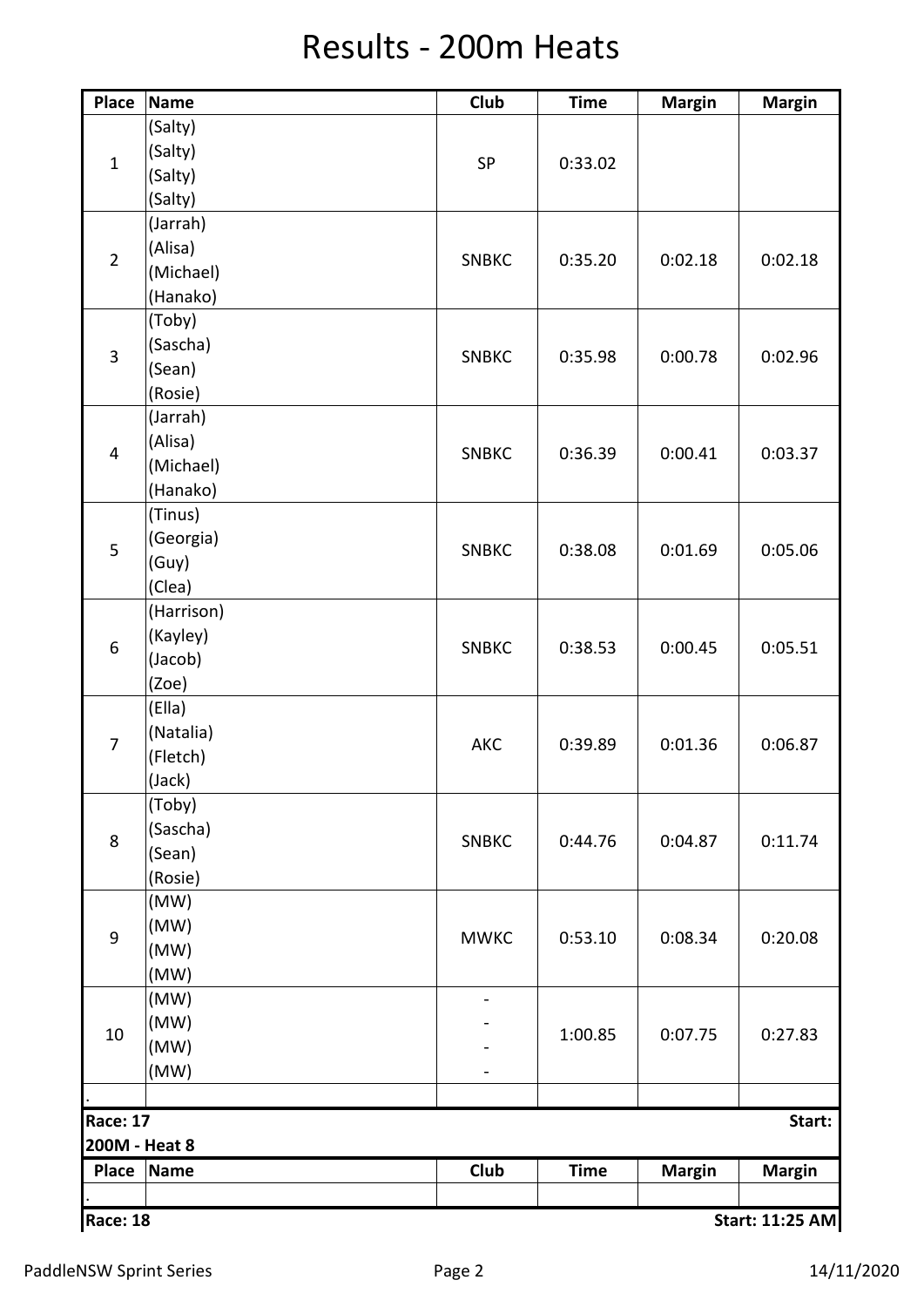# Results - 200m Heats

| Place | Name | Club | Time | Margin | Margin |
|---|---|---|---|---|---|
| 1 | (Salty)<br>(Salty)<br>(Salty)<br>(Salty) | SP | 0:33.02 | | |
| 2 | (Jarrah)<br>(Alisa)<br>(Michael)<br>(Hanako) | SNBKC | 0:35.20 | 0:02.18 | 0:02.18 |
| 3 | (Toby)<br>(Sascha)<br>(Sean)<br>(Rosie) | SNBKC | 0:35.98 | 0:00.78 | 0:02.96 |
| 4 | (Jarrah)<br>(Alisa)<br>(Michael)<br>(Hanako) | SNBKC | 0:36.39 | 0:00.41 | 0:03.37 |
| 5 | (Tinus)<br>(Georgia)<br>(Guy)<br>(Clea) | SNBKC | 0:38.08 | 0:01.69 | 0:05.06 |
| 6 | (Harrison)<br>(Kayley)<br>(Jacob)<br>(Zoe) | SNBKC | 0:38.53 | 0:00.45 | 0:05.51 |
| 7 | (Ella)<br>(Natalia)<br>(Fletch)<br>(Jack) | AKC | 0:39.89 | 0:01.36 | 0:06.87 |
| 8 | (Toby)<br>(Sascha)<br>(Sean)<br>(Rosie) | SNBKC | 0:44.76 | 0:04.87 | 0:11.74 |
| 9 | (MW)<br>(MW)<br>(MW)<br>(MW) | MWKC | 0:53.10 | 0:08.34 | 0:20.08 |
| 10 | (MW)<br>(MW)<br>(MW)<br>(MW) | -<br>-<br>-<br>- | 1:00.85 | 0:07.75 | 0:27.83 |
| . | | | | | |

**Race: 17** **Start:**

**200M - Heat 8**

| Place | Name | Club | Time | Margin | Margin |
|---|---|---|---|---|---|
| . | | | | | |

**Race: 18** **Start: 11:25 AM**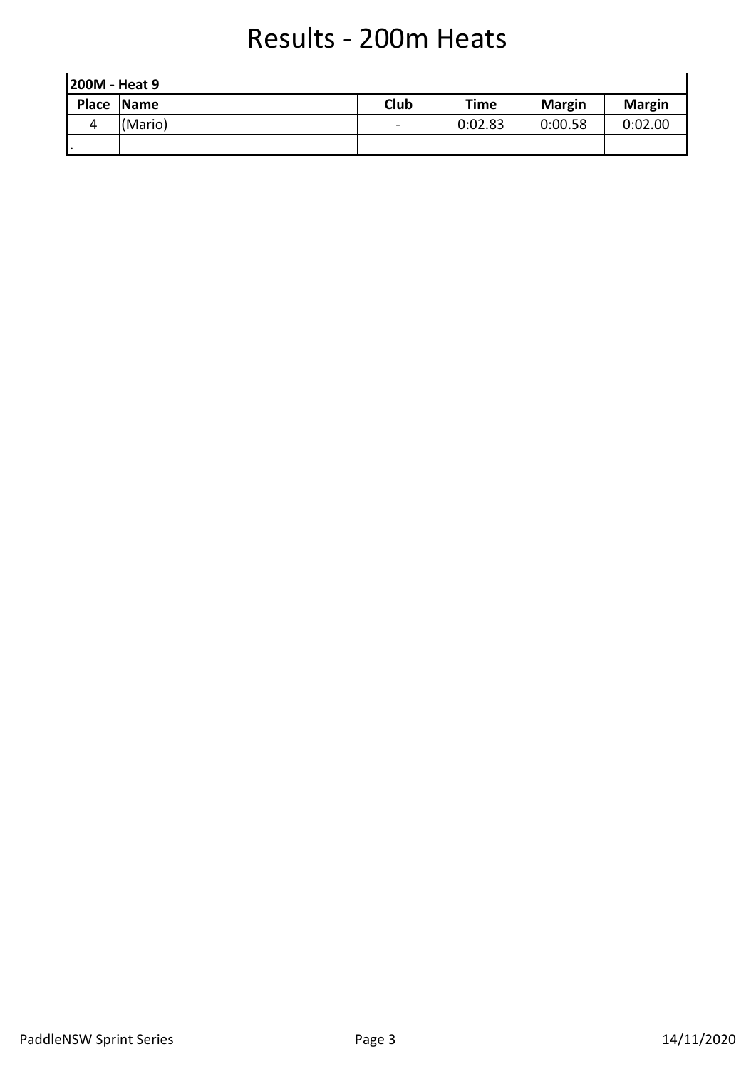# Results - 200m Heats

**200M - Heat 9**

| Place | Name | Club | Time | Margin | Margin |
|---|---|---|---|---|---|
| 4 | (Mario) | - | 0:02.83 | 0:00.58 | 0:02.00 |
| . | | | | | |